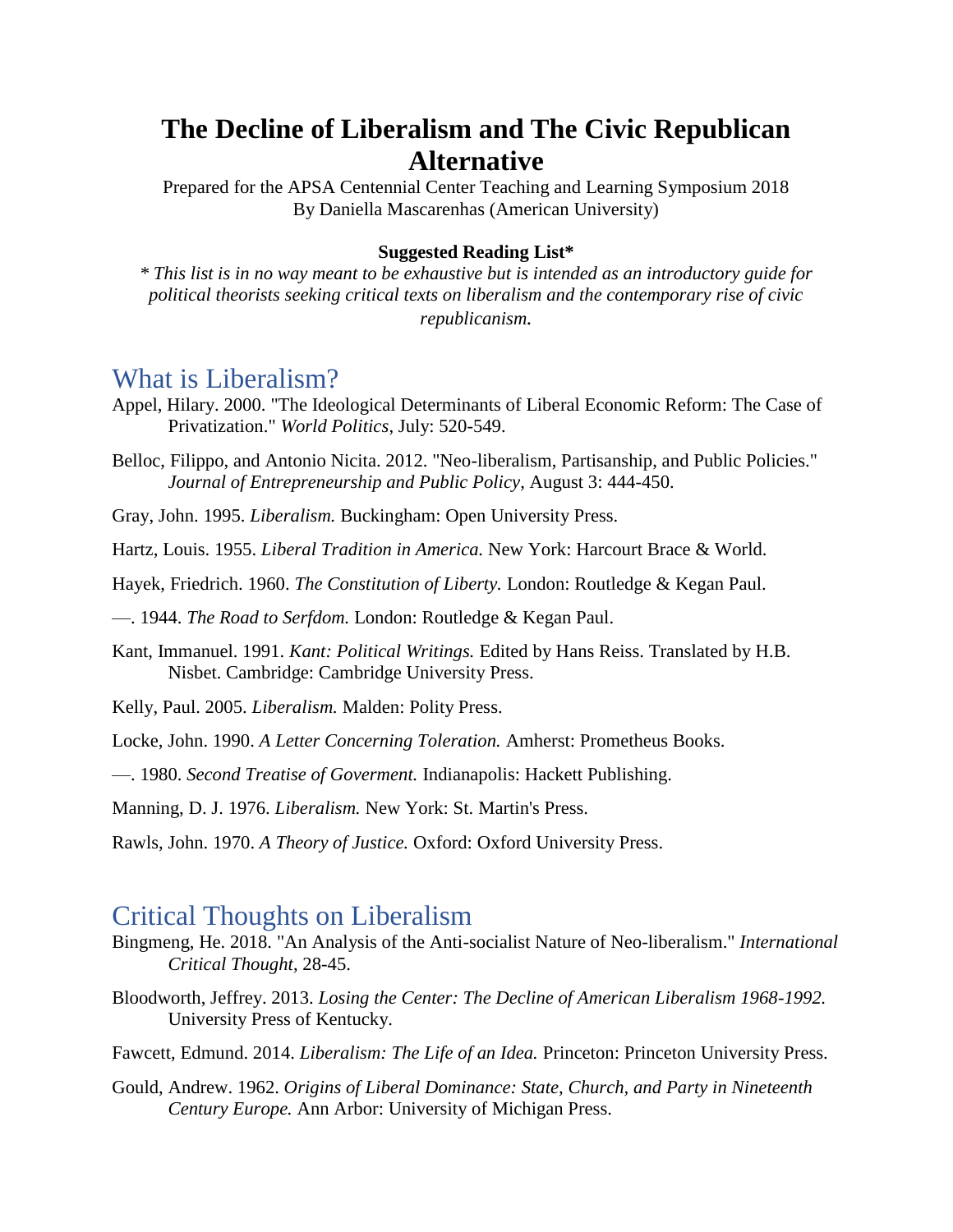# The Decline of Liberalism and The Civic Republican Alternative

Prepared for the APSA Centennial Center Teaching and Learning Symposium 2018
By Daniella Mascarenhas (American University)

**Suggested Reading List***

*\* This list is in no way meant to be exhaustive but is intended as an introductory guide for political theorists seeking critical texts on liberalism and the contemporary rise of civic republicanism.*

## What is Liberalism?

Appel, Hilary. 2000. "The Ideological Determinants of Liberal Economic Reform: The Case of Privatization." *World Politics*, July: 520-549.

Belloc, Filippo, and Antonio Nicita. 2012. "Neo-liberalism, Partisanship, and Public Policies." *Journal of Entrepreneurship and Public Policy*, August 3: 444-450.

Gray, John. 1995. *Liberalism.* Buckingham: Open University Press.

Hartz, Louis. 1955. *Liberal Tradition in America.* New York: Harcourt Brace & World.

Hayek, Friedrich. 1960. *The Constitution of Liberty.* London: Routledge & Kegan Paul.

—. 1944. *The Road to Serfdom.* London: Routledge & Kegan Paul.

Kant, Immanuel. 1991. *Kant: Political Writings.* Edited by Hans Reiss. Translated by H.B. Nisbet. Cambridge: Cambridge University Press.

Kelly, Paul. 2005. *Liberalism.* Malden: Polity Press.

Locke, John. 1990. *A Letter Concerning Toleration.* Amherst: Prometheus Books.

—. 1980. *Second Treatise of Goverment.* Indianapolis: Hackett Publishing.

Manning, D. J. 1976. *Liberalism.* New York: St. Martin's Press.

Rawls, John. 1970. *A Theory of Justice.* Oxford: Oxford University Press.

## Critical Thoughts on Liberalism

Bingmeng, He. 2018. "An Analysis of the Anti-socialist Nature of Neo-liberalism." *International Critical Thought*, 28-45.

Bloodworth, Jeffrey. 2013. *Losing the Center: The Decline of American Liberalism 1968-1992.* University Press of Kentucky.

Fawcett, Edmund. 2014. *Liberalism: The Life of an Idea.* Princeton: Princeton University Press.

Gould, Andrew. 1962. *Origins of Liberal Dominance: State, Church, and Party in Nineteenth Century Europe.* Ann Arbor: University of Michigan Press.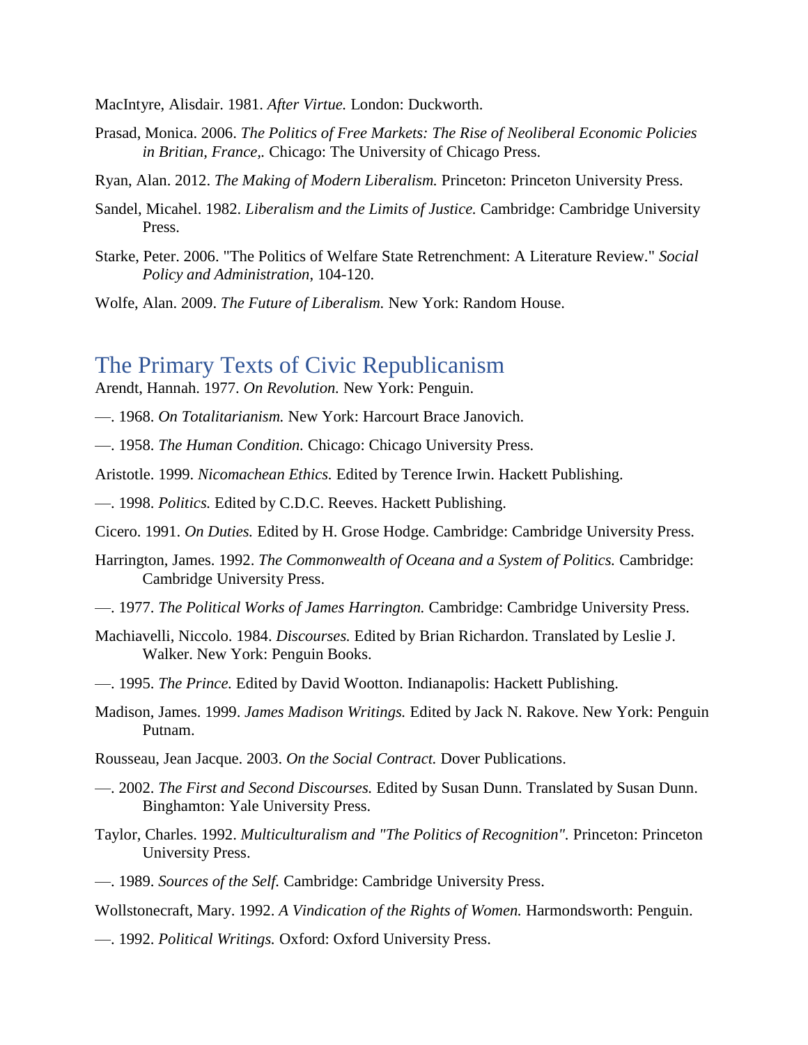MacIntyre, Alisdair. 1981. *After Virtue.* London: Duckworth.

Prasad, Monica. 2006. *The Politics of Free Markets: The Rise of Neoliberal Economic Policies in Britian, France,.* Chicago: The University of Chicago Press.

Ryan, Alan. 2012. *The Making of Modern Liberalism.* Princeton: Princeton University Press.

Sandel, Micahel. 1982. *Liberalism and the Limits of Justice.* Cambridge: Cambridge University Press.

Starke, Peter. 2006. "The Politics of Welfare State Retrenchment: A Literature Review." *Social Policy and Administration*, 104-120.

Wolfe, Alan. 2009. *The Future of Liberalism.* New York: Random House.

## The Primary Texts of Civic Republicanism

Arendt, Hannah. 1977. *On Revolution.* New York: Penguin.

—. 1968. *On Totalitarianism.* New York: Harcourt Brace Janovich.

—. 1958. *The Human Condition.* Chicago: Chicago University Press.

Aristotle. 1999. *Nicomachean Ethics.* Edited by Terence Irwin. Hackett Publishing.

—. 1998. *Politics.* Edited by C.D.C. Reeves. Hackett Publishing.

Cicero. 1991. *On Duties.* Edited by H. Grose Hodge. Cambridge: Cambridge University Press.

Harrington, James. 1992. *The Commonwealth of Oceana and a System of Politics.* Cambridge: Cambridge University Press.

—. 1977. *The Political Works of James Harrington.* Cambridge: Cambridge University Press.

Machiavelli, Niccolo. 1984. *Discourses.* Edited by Brian Richardon. Translated by Leslie J. Walker. New York: Penguin Books.

—. 1995. *The Prince.* Edited by David Wootton. Indianapolis: Hackett Publishing.

Madison, James. 1999. *James Madison Writings.* Edited by Jack N. Rakove. New York: Penguin Putnam.

Rousseau, Jean Jacque. 2003. *On the Social Contract.* Dover Publications.

—. 2002. *The First and Second Discourses.* Edited by Susan Dunn. Translated by Susan Dunn. Binghamton: Yale University Press.

Taylor, Charles. 1992. *Multiculturalism and "The Politics of Recognition".* Princeton: Princeton University Press.

—. 1989. *Sources of the Self.* Cambridge: Cambridge University Press.

Wollstonecraft, Mary. 1992. *A Vindication of the Rights of Women.* Harmondsworth: Penguin.

—. 1992. *Political Writings.* Oxford: Oxford University Press.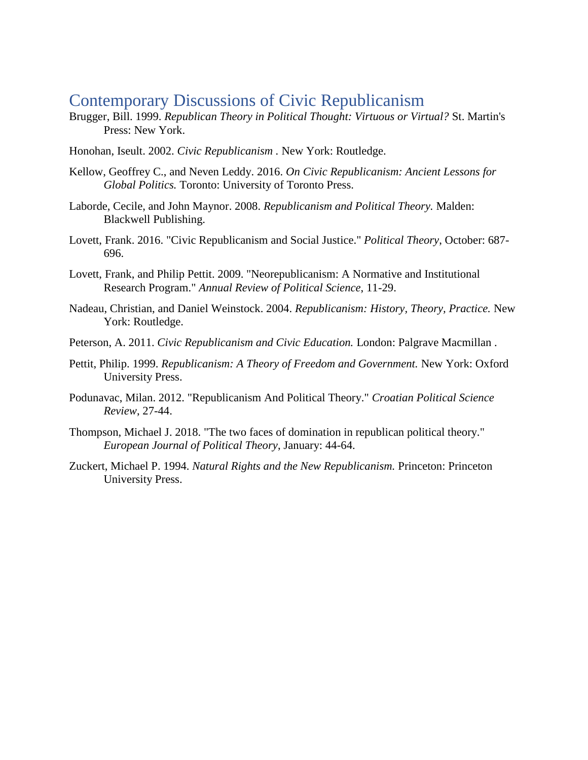## Contemporary Discussions of Civic Republicanism

Brugger, Bill. 1999. *Republican Theory in Political Thought: Virtuous or Virtual?* St. Martin's Press: New York.

Honohan, Iseult. 2002. *Civic Republicanism* . New York: Routledge.

Kellow, Geoffrey C., and Neven Leddy. 2016. *On Civic Republicanism: Ancient Lessons for Global Politics.* Toronto: University of Toronto Press.

Laborde, Cecile, and John Maynor. 2008. *Republicanism and Political Theory.* Malden: Blackwell Publishing.

Lovett, Frank. 2016. "Civic Republicanism and Social Justice." *Political Theory*, October: 687-696.

Lovett, Frank, and Philip Pettit. 2009. "Neorepublicanism: A Normative and Institutional Research Program." *Annual Review of Political Science*, 11-29.

Nadeau, Christian, and Daniel Weinstock. 2004. *Republicanism: History, Theory, Practice.* New York: Routledge.

Peterson, A. 2011. *Civic Republicanism and Civic Education.* London: Palgrave Macmillan .

Pettit, Philip. 1999. *Republicanism: A Theory of Freedom and Government.* New York: Oxford University Press.

Podunavac, Milan. 2012. "Republicanism And Political Theory." *Croatian Political Science Review*, 27-44.

Thompson, Michael J. 2018. "The two faces of domination in republican political theory." *European Journal of Political Theory*, January: 44-64.

Zuckert, Michael P. 1994. *Natural Rights and the New Republicanism.* Princeton: Princeton University Press.